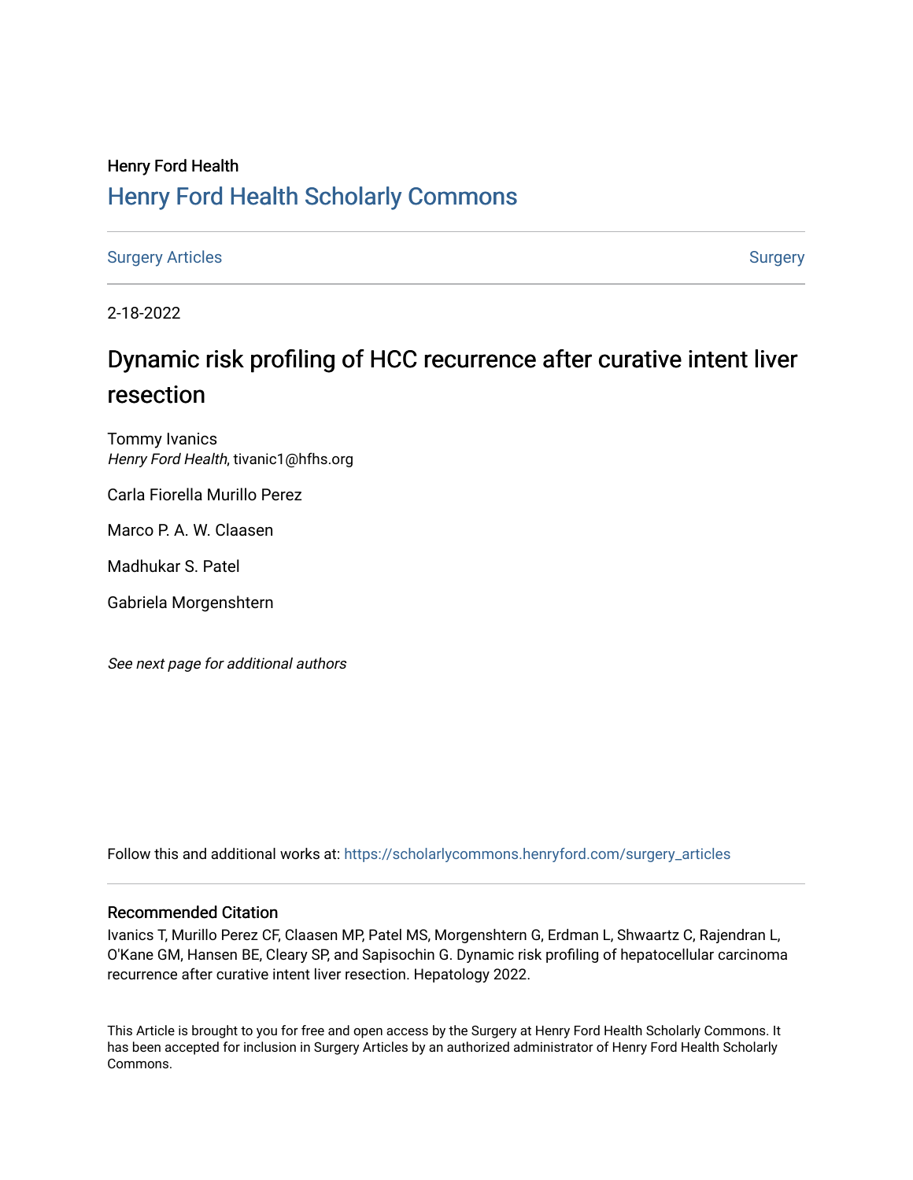Henry Ford Health

## Henry Ford Health Scholarly Commons

Surgery Articles | Surgery

2-18-2022

# Dynamic risk profiling of HCC recurrence after curative intent liver resection

Tommy Ivanics
*Henry Ford Health*, tivanic1@hfhs.org

Carla Fiorella Murillo Perez

Marco P. A. W. Claasen

Madhukar S. Patel

Gabriela Morgenshtern

*See next page for additional authors*

Follow this and additional works at: https://scholarlycommons.henryford.com/surgery_articles

### Recommended Citation

Ivanics T, Murillo Perez CF, Claasen MP, Patel MS, Morgenshtern G, Erdman L, Shwaartz C, Rajendran L, O'Kane GM, Hansen BE, Cleary SP, and Sapisochin G. Dynamic risk profiling of hepatocellular carcinoma recurrence after curative intent liver resection. Hepatology 2022.

This Article is brought to you for free and open access by the Surgery at Henry Ford Health Scholarly Commons. It has been accepted for inclusion in Surgery Articles by an authorized administrator of Henry Ford Health Scholarly Commons.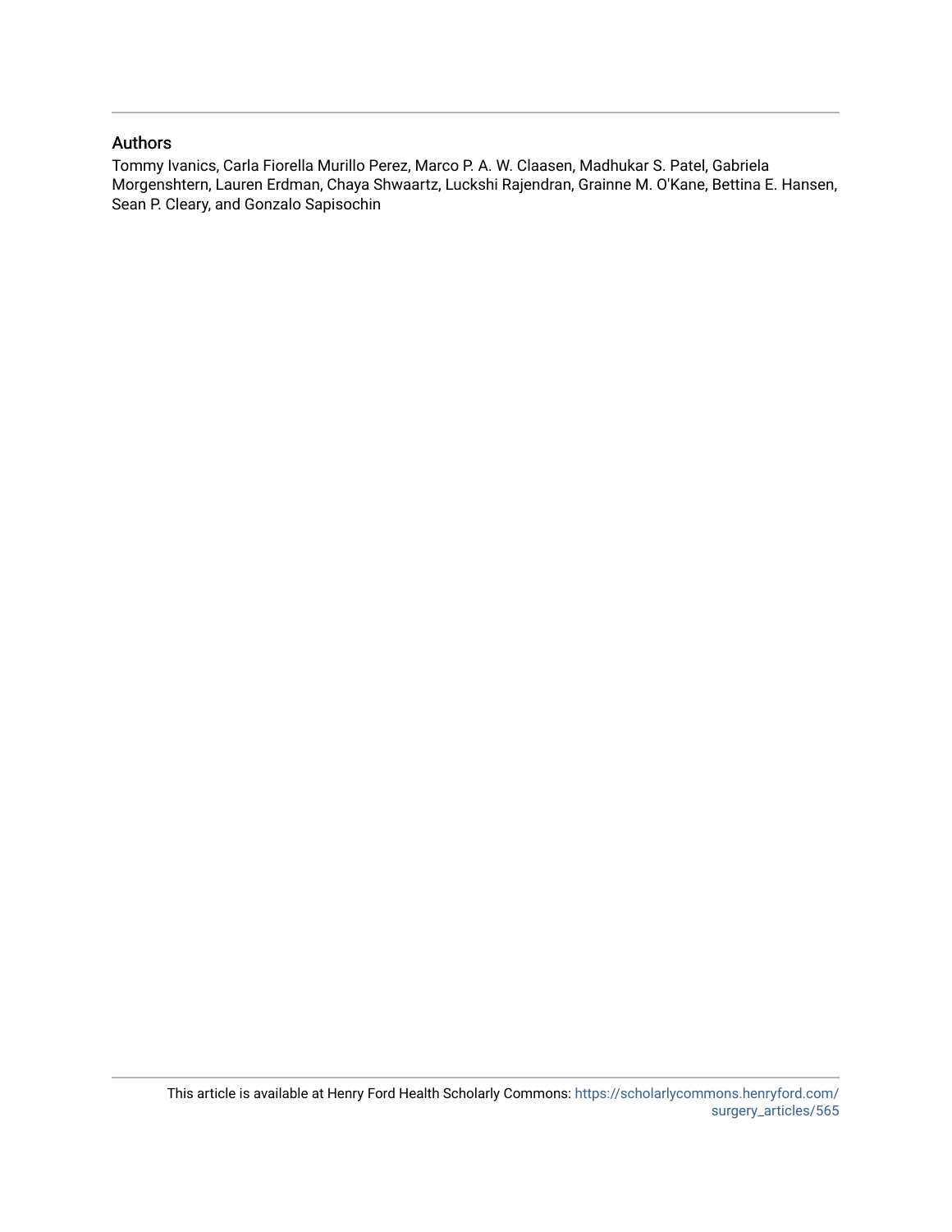## Authors

Tommy Ivanics, Carla Fiorella Murillo Perez, Marco P. A. W. Claasen, Madhukar S. Patel, Gabriela Morgenshtern, Lauren Erdman, Chaya Shwaartz, Luckshi Rajendran, Grainne M. O'Kane, Bettina E. Hansen, Sean P. Cleary, and Gonzalo Sapisochin

This article is available at Henry Ford Health Scholarly Commons: https://scholarlycommons.henryford.com/surgery_articles/565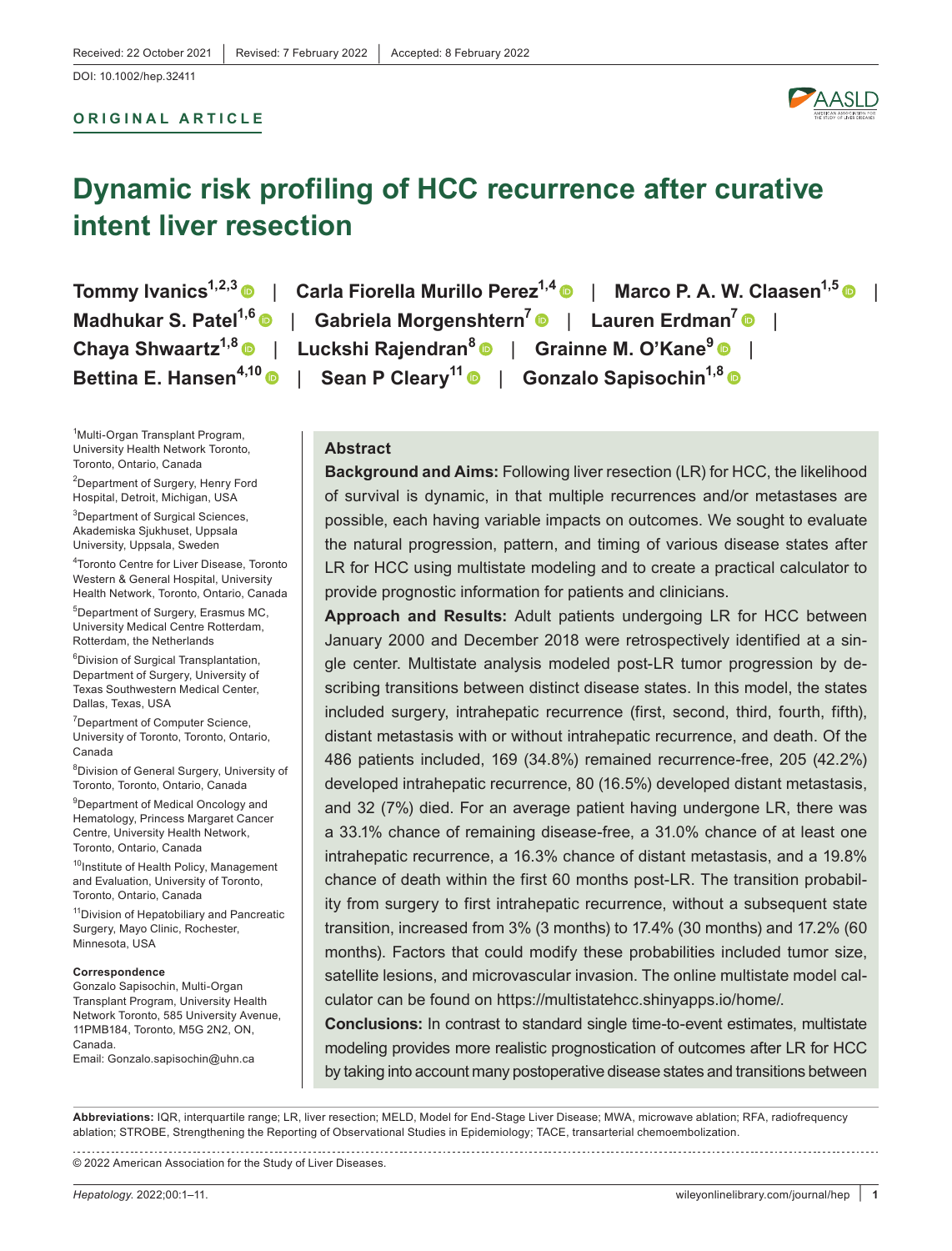Received: 22 October 2021 | Revised: 7 February 2022 | Accepted: 8 February 2022

DOI: 10.1002/hep.32411

**ORIGINAL ARTICLE**

# Dynamic risk profiling of HCC recurrence after curative intent liver resection

**Tommy Ivanics**[1,2,3] | **Carla Fiorella Murillo Perez**[1,4] | **Marco P. A. W. Claasen**[1,5] | **Madhukar S. Patel**[1,6] | **Gabriela Morgenshtern**[7] | **Lauren Erdman**[7] | **Chaya Shwaartz**[1,8] | **Luckshi Rajendran**[8] | **Grainne M. O'Kane**[9] | **Bettina E. Hansen**[4,10] | **Sean P Cleary**[11] | **Gonzalo Sapisochin**[1,8]

[1]Multi-Organ Transplant Program, University Health Network Toronto, Toronto, Ontario, Canada

[2]Department of Surgery, Henry Ford Hospital, Detroit, Michigan, USA

[3]Department of Surgical Sciences, Akademiska Sjukhuset, Uppsala University, Uppsala, Sweden

[4]Toronto Centre for Liver Disease, Toronto Western & General Hospital, University Health Network, Toronto, Ontario, Canada

[5]Department of Surgery, Erasmus MC, University Medical Centre Rotterdam, Rotterdam, the Netherlands

[6]Division of Surgical Transplantation, Department of Surgery, University of Texas Southwestern Medical Center, Dallas, Texas, USA

[7]Department of Computer Science, University of Toronto, Toronto, Ontario, Canada

[8]Division of General Surgery, University of Toronto, Toronto, Ontario, Canada

[9]Department of Medical Oncology and Hematology, Princess Margaret Cancer Centre, University Health Network, Toronto, Ontario, Canada

[10]Institute of Health Policy, Management and Evaluation, University of Toronto, Toronto, Ontario, Canada

[11]Division of Hepatobiliary and Pancreatic Surgery, Mayo Clinic, Rochester, Minnesota, USA

**Correspondence**
Gonzalo Sapisochin, Multi-Organ Transplant Program, University Health Network Toronto, 585 University Avenue, 11PMB184, Toronto, M5G 2N2, ON, Canada.
Email: Gonzalo.sapisochin@uhn.ca

## Abstract

**Background and Aims:** Following liver resection (LR) for HCC, the likelihood of survival is dynamic, in that multiple recurrences and/or metastases are possible, each having variable impacts on outcomes. We sought to evaluate the natural progression, pattern, and timing of various disease states after LR for HCC using multistate modeling and to create a practical calculator to provide prognostic information for patients and clinicians.

**Approach and Results:** Adult patients undergoing LR for HCC between January 2000 and December 2018 were retrospectively identified at a single center. Multistate analysis modeled post-LR tumor progression by describing transitions between distinct disease states. In this model, the states included surgery, intrahepatic recurrence (first, second, third, fourth, fifth), distant metastasis with or without intrahepatic recurrence, and death. Of the 486 patients included, 169 (34.8%) remained recurrence-free, 205 (42.2%) developed intrahepatic recurrence, 80 (16.5%) developed distant metastasis, and 32 (7%) died. For an average patient having undergone LR, there was a 33.1% chance of remaining disease-free, a 31.0% chance of at least one intrahepatic recurrence, a 16.3% chance of distant metastasis, and a 19.8% chance of death within the first 60 months post-LR. The transition probability from surgery to first intrahepatic recurrence, without a subsequent state transition, increased from 3% (3 months) to 17.4% (30 months) and 17.2% (60 months). Factors that could modify these probabilities included tumor size, satellite lesions, and microvascular invasion. The online multistate model calculator can be found on https://multistatehcc.shinyapps.io/home/.

**Conclusions:** In contrast to standard single time-to-event estimates, multistate modeling provides more realistic prognostication of outcomes after LR for HCC by taking into account many postoperative disease states and transitions between

**Abbreviations:** IQR, interquartile range; LR, liver resection; MELD, Model for End-Stage Liver Disease; MWA, microwave ablation; RFA, radiofrequency ablation; STROBE, Strengthening the Reporting of Observational Studies in Epidemiology; TACE, transarterial chemoembolization.

© 2022 American Association for the Study of Liver Diseases.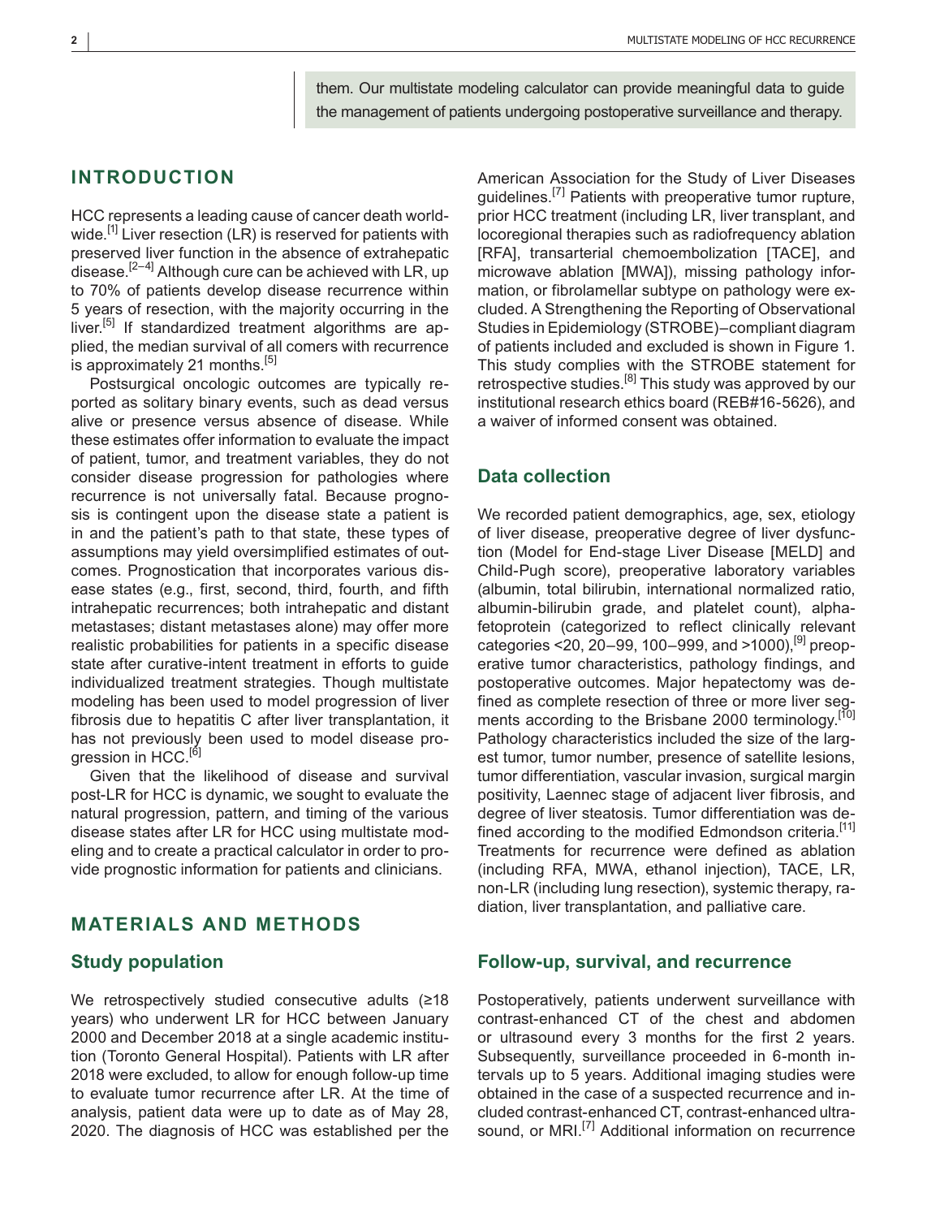them. Our multistate modeling calculator can provide meaningful data to guide the management of patients undergoing postoperative surveillance and therapy.

## INTRODUCTION

HCC represents a leading cause of cancer death worldwide.[1] Liver resection (LR) is reserved for patients with preserved liver function in the absence of extrahepatic disease.[2–4] Although cure can be achieved with LR, up to 70% of patients develop disease recurrence within 5 years of resection, with the majority occurring in the liver.[5] If standardized treatment algorithms are applied, the median survival of all comers with recurrence is approximately 21 months.[5]

Postsurgical oncologic outcomes are typically reported as solitary binary events, such as dead versus alive or presence versus absence of disease. While these estimates offer information to evaluate the impact of patient, tumor, and treatment variables, they do not consider disease progression for pathologies where recurrence is not universally fatal. Because prognosis is contingent upon the disease state a patient is in and the patient's path to that state, these types of assumptions may yield oversimplified estimates of outcomes. Prognostication that incorporates various disease states (e.g., first, second, third, fourth, and fifth intrahepatic recurrences; both intrahepatic and distant metastases; distant metastases alone) may offer more realistic probabilities for patients in a specific disease state after curative-intent treatment in efforts to guide individualized treatment strategies. Though multistate modeling has been used to model progression of liver fibrosis due to hepatitis C after liver transplantation, it has not previously been used to model disease progression in HCC.[6]

Given that the likelihood of disease and survival post-LR for HCC is dynamic, we sought to evaluate the natural progression, pattern, and timing of the various disease states after LR for HCC using multistate modeling and to create a practical calculator in order to provide prognostic information for patients and clinicians.

## MATERIALS AND METHODS

### Study population

We retrospectively studied consecutive adults (≥18 years) who underwent LR for HCC between January 2000 and December 2018 at a single academic institution (Toronto General Hospital). Patients with LR after 2018 were excluded, to allow for enough follow-up time to evaluate tumor recurrence after LR. At the time of analysis, patient data were up to date as of May 28, 2020. The diagnosis of HCC was established per the American Association for the Study of Liver Diseases guidelines.[7] Patients with preoperative tumor rupture, prior HCC treatment (including LR, liver transplant, and locoregional therapies such as radiofrequency ablation [RFA], transarterial chemoembolization [TACE], and microwave ablation [MWA]), missing pathology information, or fibrolamellar subtype on pathology were excluded. A Strengthening the Reporting of Observational Studies in Epidemiology (STROBE)–compliant diagram of patients included and excluded is shown in Figure 1. This study complies with the STROBE statement for retrospective studies.[8] This study was approved by our institutional research ethics board (REB#16-5626), and a waiver of informed consent was obtained.

### Data collection

We recorded patient demographics, age, sex, etiology of liver disease, preoperative degree of liver dysfunction (Model for End-stage Liver Disease [MELD] and Child-Pugh score), preoperative laboratory variables (albumin, total bilirubin, international normalized ratio, albumin-bilirubin grade, and platelet count), alpha-fetoprotein (categorized to reflect clinically relevant categories <20, 20–99, 100–999, and >1000),[9] preoperative tumor characteristics, pathology findings, and postoperative outcomes. Major hepatectomy was defined as complete resection of three or more liver segments according to the Brisbane 2000 terminology.[10] Pathology characteristics included the size of the largest tumor, tumor number, presence of satellite lesions, tumor differentiation, vascular invasion, surgical margin positivity, Laennec stage of adjacent liver fibrosis, and degree of liver steatosis. Tumor differentiation was defined according to the modified Edmondson criteria.[11] Treatments for recurrence were defined as ablation (including RFA, MWA, ethanol injection), TACE, LR, non-LR (including lung resection), systemic therapy, radiation, liver transplantation, and palliative care.

### Follow-up, survival, and recurrence

Postoperatively, patients underwent surveillance with contrast-enhanced CT of the chest and abdomen or ultrasound every 3 months for the first 2 years. Subsequently, surveillance proceeded in 6-month intervals up to 5 years. Additional imaging studies were obtained in the case of a suspected recurrence and included contrast-enhanced CT, contrast-enhanced ultrasound, or MRI.[7] Additional information on recurrence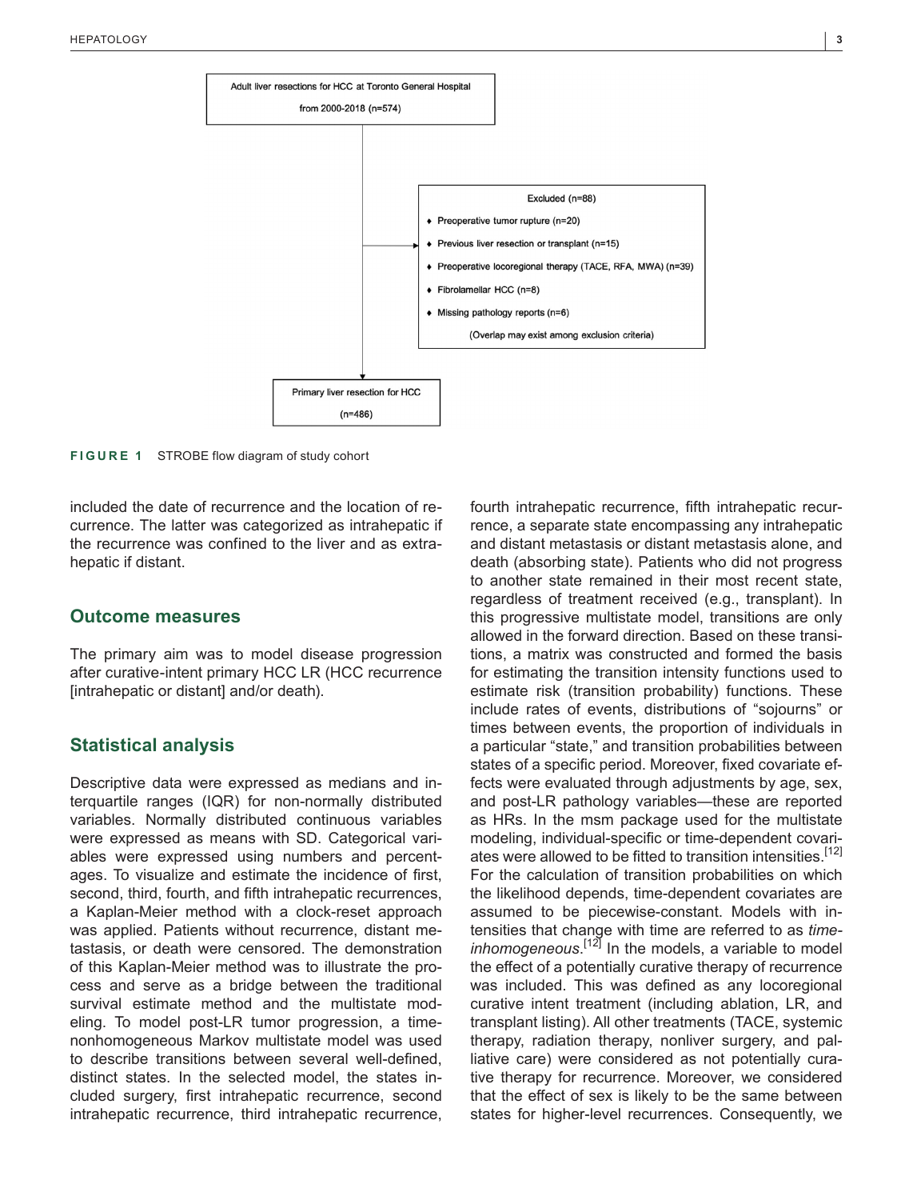Adult liver resections for HCC at Toronto General Hospital from 2000-2018 (n=574)

Excluded (n=88)

- Preoperative tumor rupture (n=20)
- Previous liver resection or transplant (n=15)
- Preoperative locoregional therapy (TACE, RFA, MWA) (n=39)
- Fibrolamellar HCC (n=8)
- Missing pathology reports (n=6)

(Overlap may exist among exclusion criteria)

Primary liver resection for HCC (n=486)

**FIGURE 1** STROBE flow diagram of study cohort

included the date of recurrence and the location of recurrence. The latter was categorized as intrahepatic if the recurrence was confined to the liver and as extrahepatic if distant.

## Outcome measures

The primary aim was to model disease progression after curative-intent primary HCC LR (HCC recurrence [intrahepatic or distant] and/or death).

## Statistical analysis

Descriptive data were expressed as medians and interquartile ranges (IQR) for non-normally distributed variables. Normally distributed continuous variables were expressed as means with SD. Categorical variables were expressed using numbers and percentages. To visualize and estimate the incidence of first, second, third, fourth, and fifth intrahepatic recurrences, a Kaplan-Meier method with a clock-reset approach was applied. Patients without recurrence, distant metastasis, or death were censored. The demonstration of this Kaplan-Meier method was to illustrate the process and serve as a bridge between the traditional survival estimate method and the multistate modeling. To model post-LR tumor progression, a time-nonhomogeneous Markov multistate model was used to describe transitions between several well-defined, distinct states. In the selected model, the states included surgery, first intrahepatic recurrence, second intrahepatic recurrence, third intrahepatic recurrence, fourth intrahepatic recurrence, fifth intrahepatic recurrence, a separate state encompassing any intrahepatic and distant metastasis or distant metastasis alone, and death (absorbing state). Patients who did not progress to another state remained in their most recent state, regardless of treatment received (e.g., transplant). In this progressive multistate model, transitions are only allowed in the forward direction. Based on these transitions, a matrix was constructed and formed the basis for estimating the transition intensity functions used to estimate risk (transition probability) functions. These include rates of events, distributions of "sojourns" or times between events, the proportion of individuals in a particular "state," and transition probabilities between states of a specific period. Moreover, fixed covariate effects were evaluated through adjustments by age, sex, and post-LR pathology variables—these are reported as HRs. In the msm package used for the multistate modeling, individual-specific or time-dependent covariates were allowed to be fitted to transition intensities.[12] For the calculation of transition probabilities on which the likelihood depends, time-dependent covariates are assumed to be piecewise-constant. Models with intensities that change with time are referred to as *time-inhomogeneous*.[12] In the models, a variable to model the effect of a potentially curative therapy of recurrence was included. This was defined as any locoregional curative intent treatment (including ablation, LR, and transplant listing). All other treatments (TACE, systemic therapy, radiation therapy, nonliver surgery, and palliative care) were considered as not potentially curative therapy for recurrence. Moreover, we considered that the effect of sex is likely to be the same between states for higher-level recurrences. Consequently, we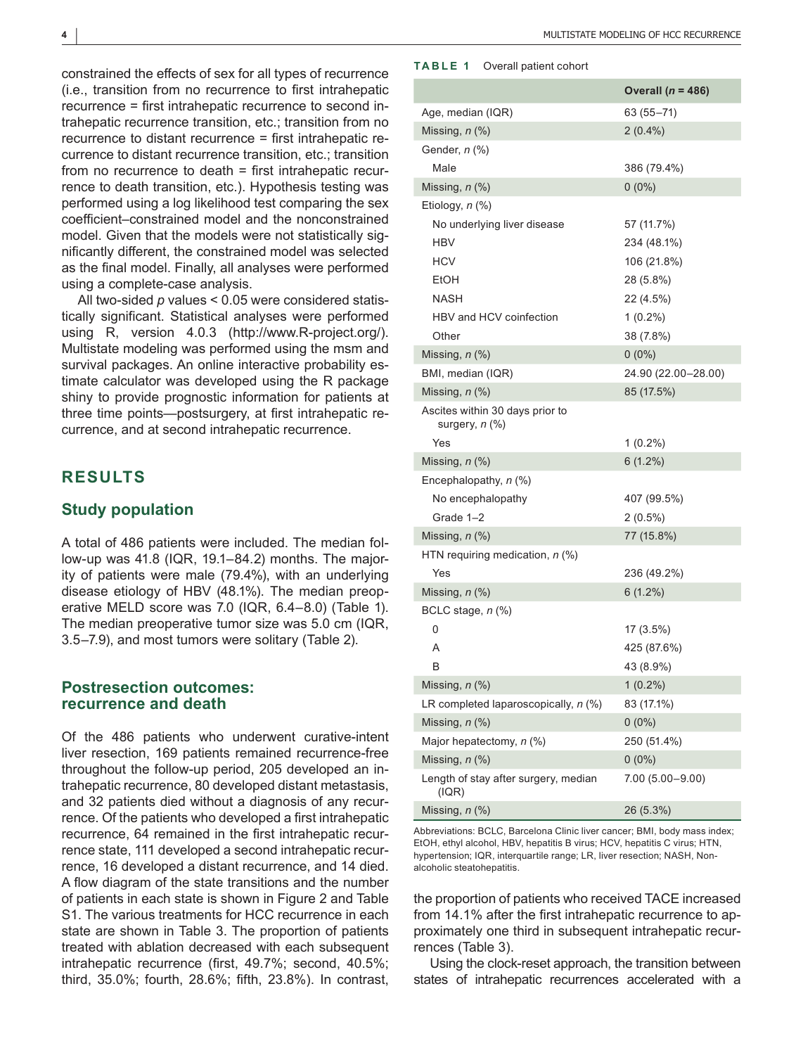constrained the effects of sex for all types of recurrence (i.e., transition from no recurrence to first intrahepatic recurrence = first intrahepatic recurrence to second intrahepatic recurrence transition, etc.; transition from no recurrence to distant recurrence = first intrahepatic recurrence to distant recurrence transition, etc.; transition from no recurrence to death = first intrahepatic recurrence to death transition, etc.). Hypothesis testing was performed using a log likelihood test comparing the sex coefficient–constrained model and the nonconstrained model. Given that the models were not statistically significantly different, the constrained model was selected as the final model. Finally, all analyses were performed using a complete-case analysis.

All two-sided $p$ values < 0.05 were considered statistically significant. Statistical analyses were performed using R, version 4.0.3 (http://www.R-project.org/). Multistate modeling was performed using the msm and survival packages. An online interactive probability estimate calculator was developed using the R package shiny to provide prognostic information for patients at three time points—postsurgery, at first intrahepatic recurrence, and at second intrahepatic recurrence.

# RESULTS

## Study population

A total of 486 patients were included. The median follow-up was 41.8 (IQR, 19.1–84.2) months. The majority of patients were male (79.4%), with an underlying disease etiology of HBV (48.1%). The median preoperative MELD score was 7.0 (IQR, 6.4–8.0) (Table 1). The median preoperative tumor size was 5.0 cm (IQR, 3.5–7.9), and most tumors were solitary (Table 2).

## Postresection outcomes: recurrence and death

Of the 486 patients who underwent curative-intent liver resection, 169 patients remained recurrence-free throughout the follow-up period, 205 developed an intrahepatic recurrence, 80 developed distant metastasis, and 32 patients died without a diagnosis of any recurrence. Of the patients who developed a first intrahepatic recurrence, 64 remained in the first intrahepatic recurrence state, 111 developed a second intrahepatic recurrence, 16 developed a distant recurrence, and 14 died. A flow diagram of the state transitions and the number of patients in each state is shown in Figure 2 and Table S1. The various treatments for HCC recurrence in each state are shown in Table 3. The proportion of patients treated with ablation decreased with each subsequent intrahepatic recurrence (first, 49.7%; second, 40.5%; third, 35.0%; fourth, 28.6%; fifth, 23.8%). In contrast, the proportion of patients who received TACE increased from 14.1% after the first intrahepatic recurrence to approximately one third in subsequent intrahepatic recurrences (Table 3).

Using the clock-reset approach, the transition between states of intrahepatic recurrences accelerated with a

**TABLE 1** Overall patient cohort

| | Overall ($n$ = 486) |
|---|---|
| Age, median (IQR) | 63 (55–71) |
| Missing, $n$ (%) | 2 (0.4%) |
| Gender, $n$ (%) | |
| Male | 386 (79.4%) |
| Missing, $n$ (%) | 0 (0%) |
| Etiology, $n$ (%) | |
| No underlying liver disease | 57 (11.7%) |
| HBV | 234 (48.1%) |
| HCV | 106 (21.8%) |
| EtOH | 28 (5.8%) |
| NASH | 22 (4.5%) |
| HBV and HCV coinfection | 1 (0.2%) |
| Other | 38 (7.8%) |
| Missing, $n$ (%) | 0 (0%) |
| BMI, median (IQR) | 24.90 (22.00–28.00) |
| Missing, $n$ (%) | 85 (17.5%) |
| Ascites within 30 days prior to surgery, $n$ (%) | |
| Yes | 1 (0.2%) |
| Missing, $n$ (%) | 6 (1.2%) |
| Encephalopathy, $n$ (%) | |
| No encephalopathy | 407 (99.5%) |
| Grade 1–2 | 2 (0.5%) |
| Missing, $n$ (%) | 77 (15.8%) |
| HTN requiring medication, $n$ (%) | |
| Yes | 236 (49.2%) |
| Missing, $n$ (%) | 6 (1.2%) |
| BCLC stage, $n$ (%) | |
| 0 | 17 (3.5%) |
| A | 425 (87.6%) |
| B | 43 (8.9%) |
| Missing, $n$ (%) | 1 (0.2%) |
| LR completed laparoscopically, $n$ (%) | 83 (17.1%) |
| Missing, $n$ (%) | 0 (0%) |
| Major hepatectomy, $n$ (%) | 250 (51.4%) |
| Missing, $n$ (%) | 0 (0%) |
| Length of stay after surgery, median (IQR) | 7.00 (5.00–9.00) |
| Missing, $n$ (%) | 26 (5.3%) |

Abbreviations: BCLC, Barcelona Clinic liver cancer; BMI, body mass index; EtOH, ethyl alcohol, HBV, hepatitis B virus; HCV, hepatitis C virus; HTN, hypertension; IQR, interquartile range; LR, liver resection; NASH, Non-alcoholic steatohepatitis.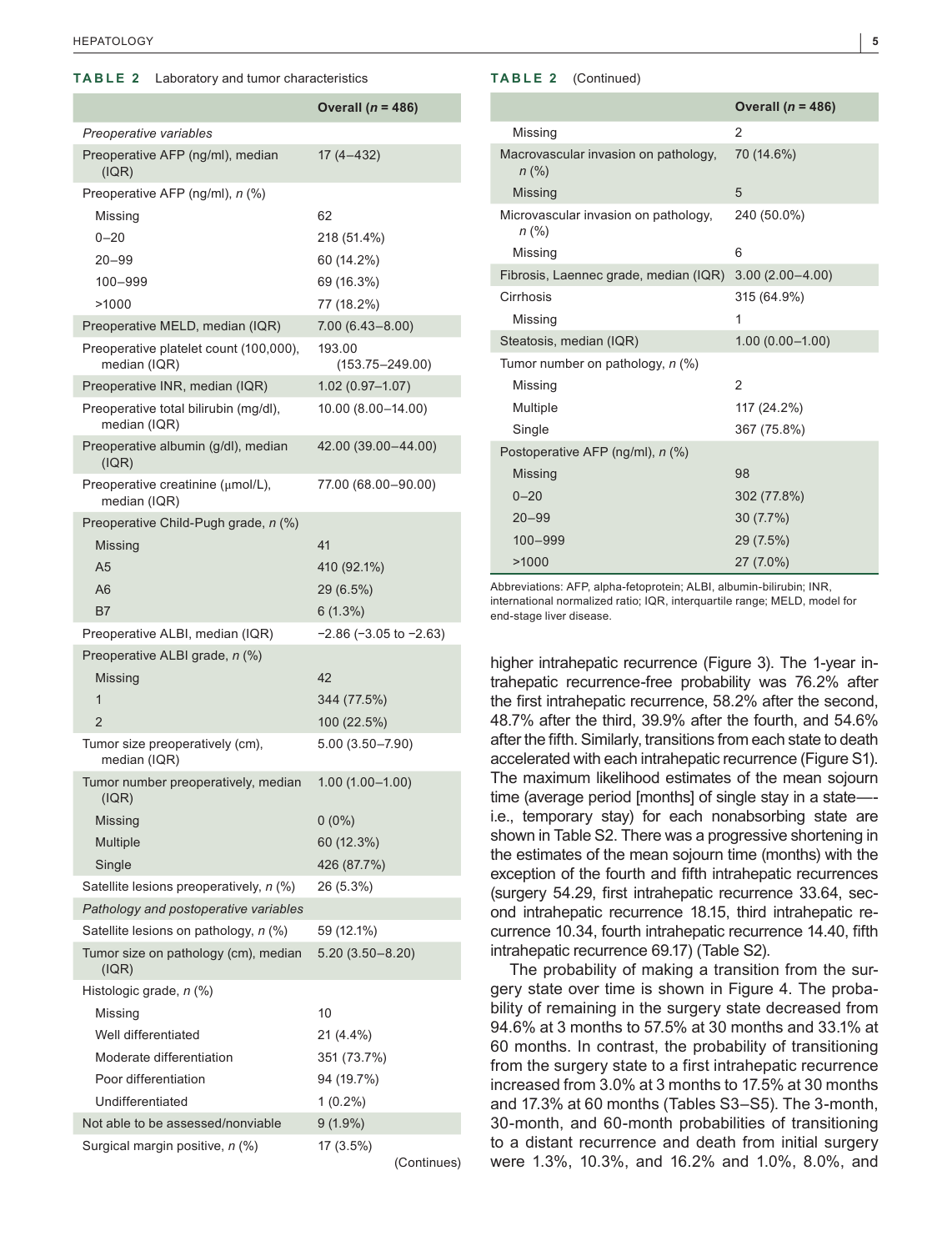**TABLE 2** Laboratory and tumor characteristics

| | Overall (*n* = 486) |
|---|---|
| *Preoperative variables* | |
| Preoperative AFP (ng/ml), median (IQR) | 17 (4–432) |
| Preoperative AFP (ng/ml), *n* (%) | |
| Missing | 62 |
| 0–20 | 218 (51.4%) |
| 20–99 | 60 (14.2%) |
| 100–999 | 69 (16.3%) |
| >1000 | 77 (18.2%) |
| Preoperative MELD, median (IQR) | 7.00 (6.43–8.00) |
| Preoperative platelet count (100,000), median (IQR) | 193.00 (153.75–249.00) |
| Preoperative INR, median (IQR) | 1.02 (0.97–1.07) |
| Preoperative total bilirubin (mg/dl), median (IQR) | 10.00 (8.00–14.00) |
| Preoperative albumin (g/dl), median (IQR) | 42.00 (39.00–44.00) |
| Preoperative creatinine (μmol/L), median (IQR) | 77.00 (68.00–90.00) |
| Preoperative Child-Pugh grade, *n* (%) | |
| Missing | 41 |
| A5 | 410 (92.1%) |
| A6 | 29 (6.5%) |
| B7 | 6 (1.3%) |
| Preoperative ALBI, median (IQR) | −2.86 (−3.05 to −2.63) |
| Preoperative ALBI grade, *n* (%) | |
| Missing | 42 |
| 1 | 344 (77.5%) |
| 2 | 100 (22.5%) |
| Tumor size preoperatively (cm), median (IQR) | 5.00 (3.50–7.90) |
| Tumor number preoperatively, median (IQR) | 1.00 (1.00–1.00) |
| Missing | 0 (0%) |
| Multiple | 60 (12.3%) |
| Single | 426 (87.7%) |
| Satellite lesions preoperatively, *n* (%) | 26 (5.3%) |
| *Pathology and postoperative variables* | |
| Satellite lesions on pathology, *n* (%) | 59 (12.1%) |
| Tumor size on pathology (cm), median (IQR) | 5.20 (3.50–8.20) |
| Histologic grade, *n* (%) | |
| Missing | 10 |
| Well differentiated | 21 (4.4%) |
| Moderate differentiation | 351 (73.7%) |
| Poor differentiation | 94 (19.7%) |
| Undifferentiated | 1 (0.2%) |
| Not able to be assessed/nonviable | 9 (1.9%) |
| Surgical margin positive, *n* (%) | 17 (3.5%) |
| Missing | 2 |
| Macrovascular invasion on pathology, *n* (%) | 70 (14.6%) |
| Missing | 5 |
| Microvascular invasion on pathology, *n* (%) | 240 (50.0%) |
| Missing | 6 |
| Fibrosis, Laennec grade, median (IQR) | 3.00 (2.00–4.00) |
| Cirrhosis | 315 (64.9%) |
| Missing | 1 |
| Steatosis, median (IQR) | 1.00 (0.00–1.00) |
| Tumor number on pathology, *n* (%) | |
| Missing | 2 |
| Multiple | 117 (24.2%) |
| Single | 367 (75.8%) |
| Postoperative AFP (ng/ml), *n* (%) | |
| Missing | 98 |
| 0–20 | 302 (77.8%) |
| 20–99 | 30 (7.7%) |
| 100–999 | 29 (7.5%) |
| >1000 | 27 (7.0%) |

Abbreviations: AFP, alpha-fetoprotein; ALBI, albumin-bilirubin; INR, international normalized ratio; IQR, interquartile range; MELD, model for end-stage liver disease.

higher intrahepatic recurrence (Figure 3). The 1-year intrahepatic recurrence-free probability was 76.2% after the first intrahepatic recurrence, 58.2% after the second, 48.7% after the third, 39.9% after the fourth, and 54.6% after the fifth. Similarly, transitions from each state to death accelerated with each intrahepatic recurrence (Figure S1). The maximum likelihood estimates of the mean sojourn time (average period [months] of single stay in a state—-i.e., temporary stay) for each nonabsorbing state are shown in Table S2. There was a progressive shortening in the estimates of the mean sojourn time (months) with the exception of the fourth and fifth intrahepatic recurrences (surgery 54.29, first intrahepatic recurrence 33.64, second intrahepatic recurrence 18.15, third intrahepatic recurrence 10.34, fourth intrahepatic recurrence 14.40, fifth intrahepatic recurrence 69.17) (Table S2).

The probability of making a transition from the surgery state over time is shown in Figure 4. The probability of remaining in the surgery state decreased from 94.6% at 3 months to 57.5% at 30 months and 33.1% at 60 months. In contrast, the probability of transitioning from the surgery state to a first intrahepatic recurrence increased from 3.0% at 3 months to 17.5% at 30 months and 17.3% at 60 months (Tables S3–S5). The 3-month, 30-month, and 60-month probabilities of transitioning to a distant recurrence and death from initial surgery were 1.3%, 10.3%, and 16.2% and 1.0%, 8.0%, and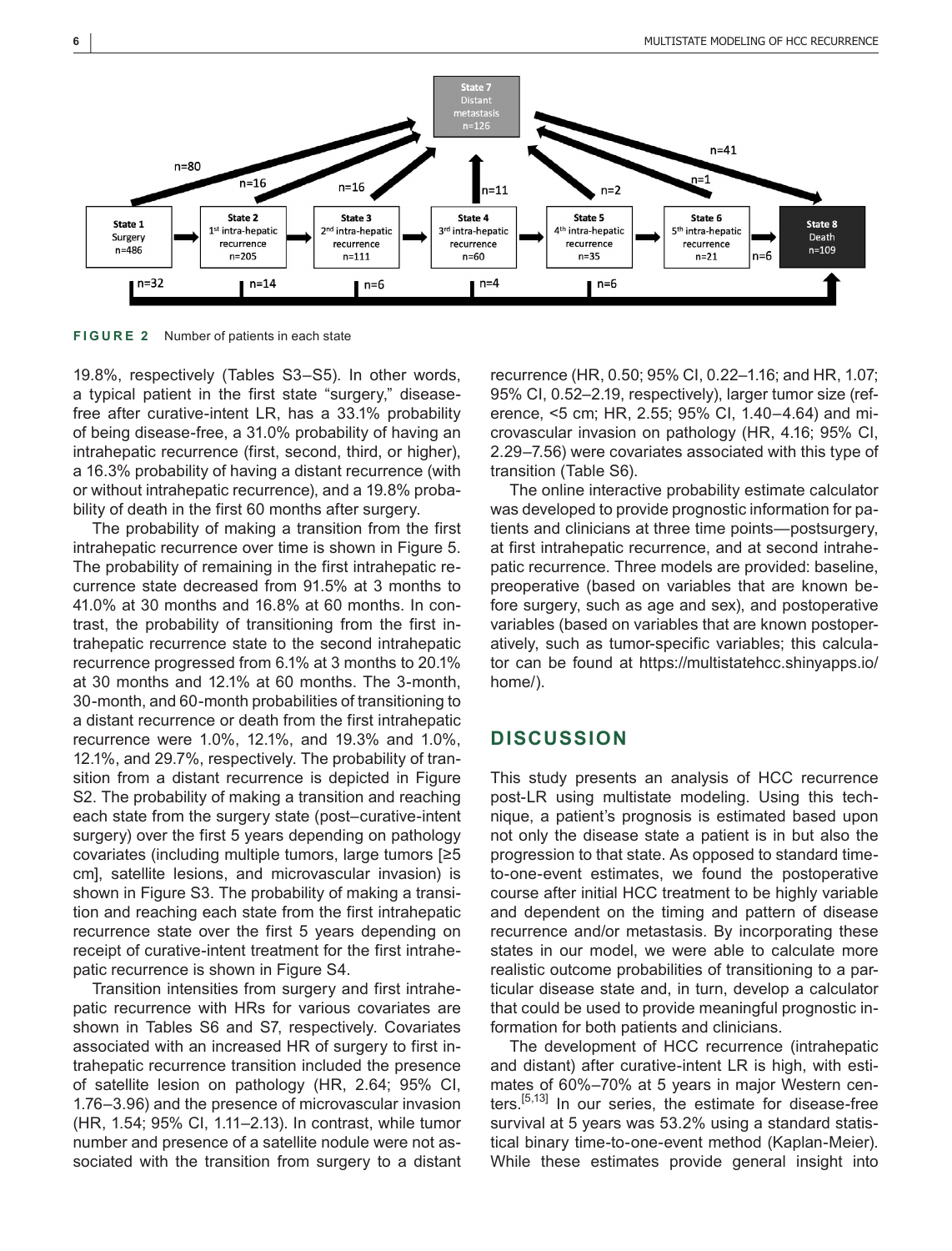State 7
Distant
metastasis
n=126

n=80
n=16
n=16
n=11
n=2
n=1
n=41

State 1
Surgery
n=486

State 2
1st intra-hepatic
recurrence
n=205

State 3
2nd intra-hepatic
recurrence
n=111

State 4
3rd intra-hepatic
recurrence
n=60

State 5
4th intra-hepatic
recurrence
n=35

State 6
5th intra-hepatic
recurrence
n=21

n=6

State 8
Death
n=109

n=32
n=14
n=6
n=4
n=6

**FIGURE 2** Number of patients in each state

19.8%, respectively (Tables S3–S5). In other words, a typical patient in the first state "surgery," disease-free after curative-intent LR, has a 33.1% probability of being disease-free, a 31.0% probability of having an intrahepatic recurrence (first, second, third, or higher), a 16.3% probability of having a distant recurrence (with or without intrahepatic recurrence), and a 19.8% probability of death in the first 60 months after surgery.

The probability of making a transition from the first intrahepatic recurrence over time is shown in Figure 5. The probability of remaining in the first intrahepatic recurrence state decreased from 91.5% at 3 months to 41.0% at 30 months and 16.8% at 60 months. In contrast, the probability of transitioning from the first intrahepatic recurrence state to the second intrahepatic recurrence progressed from 6.1% at 3 months to 20.1% at 30 months and 12.1% at 60 months. The 3-month, 30-month, and 60-month probabilities of transitioning to a distant recurrence or death from the first intrahepatic recurrence were 1.0%, 12.1%, and 19.3% and 1.0%, 12.1%, and 29.7%, respectively. The probability of transition from a distant recurrence is depicted in Figure S2. The probability of making a transition and reaching each state from the surgery state (post–curative-intent surgery) over the first 5 years depending on pathology covariates (including multiple tumors, large tumors [≥5 cm], satellite lesions, and microvascular invasion) is shown in Figure S3. The probability of making a transition and reaching each state from the first intrahepatic recurrence state over the first 5 years depending on receipt of curative-intent treatment for the first intrahepatic recurrence is shown in Figure S4.

Transition intensities from surgery and first intrahepatic recurrence with HRs for various covariates are shown in Tables S6 and S7, respectively. Covariates associated with an increased HR of surgery to first intrahepatic recurrence transition included the presence of satellite lesion on pathology (HR, 2.64; 95% CI, 1.76–3.96) and the presence of microvascular invasion (HR, 1.54; 95% CI, 1.11–2.13). In contrast, while tumor number and presence of a satellite nodule were not associated with the transition from surgery to a distant recurrence (HR, 0.50; 95% CI, 0.22–1.16; and HR, 1.07; 95% CI, 0.52–2.19, respectively), larger tumor size (reference, <5 cm; HR, 2.55; 95% CI, 1.40–4.64) and microvascular invasion on pathology (HR, 4.16; 95% CI, 2.29–7.56) were covariates associated with this type of transition (Table S6).

The online interactive probability estimate calculator was developed to provide prognostic information for patients and clinicians at three time points—postsurgery, at first intrahepatic recurrence, and at second intrahepatic recurrence. Three models are provided: baseline, preoperative (based on variables that are known before surgery, such as age and sex), and postoperative variables (based on variables that are known postoperatively, such as tumor-specific variables; this calculator can be found at https://multistatehcc.shinyapps.io/home/).

## DISCUSSION

This study presents an analysis of HCC recurrence post-LR using multistate modeling. Using this technique, a patient's prognosis is estimated based upon not only the disease state a patient is in but also the progression to that state. As opposed to standard time-to-one-event estimates, we found the postoperative course after initial HCC treatment to be highly variable and dependent on the timing and pattern of disease recurrence and/or metastasis. By incorporating these states in our model, we were able to calculate more realistic outcome probabilities of transitioning to a particular disease state and, in turn, develop a calculator that could be used to provide meaningful prognostic information for both patients and clinicians.

The development of HCC recurrence (intrahepatic and distant) after curative-intent LR is high, with estimates of 60%–70% at 5 years in major Western centers.[5,13] In our series, the estimate for disease-free survival at 5 years was 53.2% using a standard statistical binary time-to-one-event method (Kaplan-Meier). While these estimates provide general insight into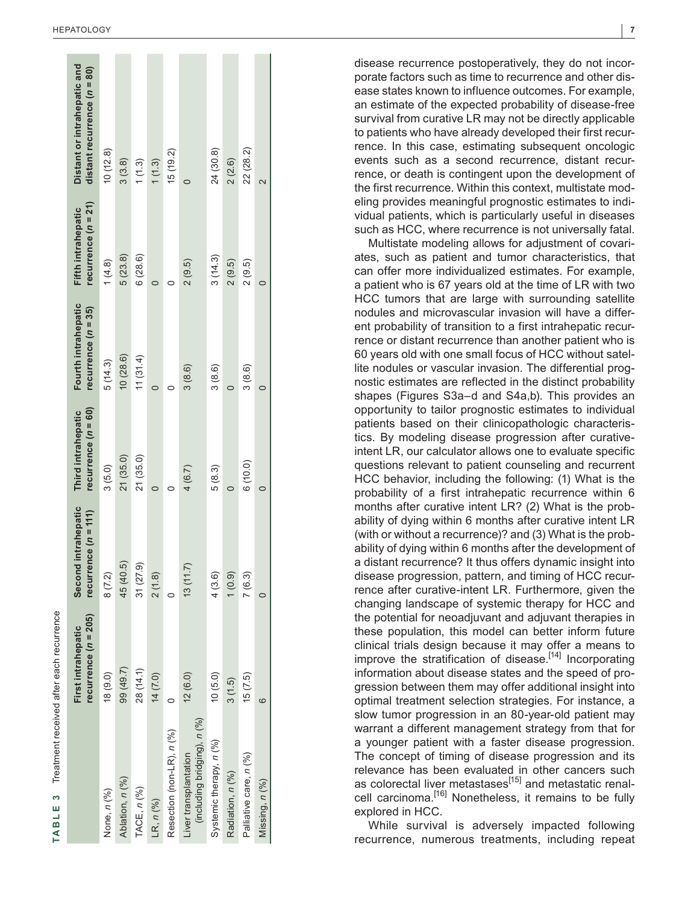**TABLE 3** Treatment received after each recurrence

| | First intrahepatic recurrence ($n$ = 205) | Second intrahepatic recurrence ($n$ = 111) | Third intrahepatic recurrence ($n$ = 60) | Fourth intrahepatic recurrence ($n$ = 35) | Fifth intrahepatic recurrence ($n$ = 21) | Distant or intrahepatic and distant recurrence ($n$ = 80) |
|---|---|---|---|---|---|---|
| None, $n$ (%) | 18 (9.0) | 8 (7.2) | 3 (5.0) | 5 (14.3) | 1 (4.8) | 10 (12.8) |
| Ablation, $n$ (%) | 99 (49.7) | 45 (40.5) | 21 (35.0) | 10 (28.6) | 5 (23.8) | 3 (3.8) |
| TACE, $n$ (%) | 28 (14.1) | 31 (27.9) | 21 (35.0) | 11 (31.4) | 6 (28.6) | 1 (1.3) |
| LR, $n$ (%) | 14 (7.0) | 2 (1.8) | 0 | 0 | 0 | 1 (1.3) |
| Resection (non-LR), $n$ (%) | 0 | 0 | 0 | 0 | 0 | 15 (19.2) |
| Liver transplantation (including bridging), $n$ (%) | 12 (6.0) | 13 (11.7) | 4 (6.7) | 3 (8.6) | 2 (9.5) | 0 |
| Systemic therapy, $n$ (%) | 10 (5.0) | 4 (3.6) | 5 (8.3) | 3 (8.6) | 3 (14.3) | 24 (30.8) |
| Radiation, $n$ (%) | 3 (1.5) | 1 (0.9) | 0 | 0 | 2 (9.5) | 2 (2.6) |
| Palliative care, $n$ (%) | 15 (7.5) | 7 (6.3) | 6 (10.0) | 3 (8.6) | 2 (9.5) | 22 (28.2) |
| Missing, $n$ (%) | 6 | 0 | 0 | 0 | 0 | 2 |

disease recurrence postoperatively, they do not incorporate factors such as time to recurrence and other disease states known to influence outcomes. For example, an estimate of the expected probability of disease-free survival from curative LR may not be directly applicable to patients who have already developed their first recurrence. In this case, estimating subsequent oncologic events such as a second recurrence, distant recurrence, or death is contingent upon the development of the first recurrence. Within this context, multistate modeling provides meaningful prognostic estimates to individual patients, which is particularly useful in diseases such as HCC, where recurrence is not universally fatal.

Multistate modeling allows for adjustment of covariates, such as patient and tumor characteristics, that can offer more individualized estimates. For example, a patient who is 67 years old at the time of LR with two HCC tumors that are large with surrounding satellite nodules and microvascular invasion will have a different probability of transition to a first intrahepatic recurrence or distant recurrence than another patient who is 60 years old with one small focus of HCC without satellite nodules or vascular invasion. The differential prognostic estimates are reflected in the distinct probability shapes (Figures S3a–d and S4a,b). This provides an opportunity to tailor prognostic estimates to individual patients based on their clinicopathologic characteristics. By modeling disease progression after curative-intent LR, our calculator allows one to evaluate specific questions relevant to patient counseling and recurrent HCC behavior, including the following: (1) What is the probability of a first intrahepatic recurrence within 6 months after curative intent LR? (2) What is the probability of dying within 6 months after curative intent LR (with or without a recurrence)? and (3) What is the probability of dying within 6 months after the development of a distant recurrence? It thus offers dynamic insight into disease progression, pattern, and timing of HCC recurrence after curative-intent LR. Furthermore, given the changing landscape of systemic therapy for HCC and the potential for neoadjuvant and adjuvant therapies in these population, this model can better inform future clinical trials design because it may offer a means to improve the stratification of disease.[14] Incorporating information about disease states and the speed of progression between them may offer additional insight into optimal treatment selection strategies. For instance, a slow tumor progression in an 80-year-old patient may warrant a different management strategy from that for a younger patient with a faster disease progression. The concept of timing of disease progression and its relevance has been evaluated in other cancers such as colorectal liver metastases[15] and metastatic renal-cell carcinoma.[16] Nonetheless, it remains to be fully explored in HCC.

While survival is adversely impacted following recurrence, numerous treatments, including repeat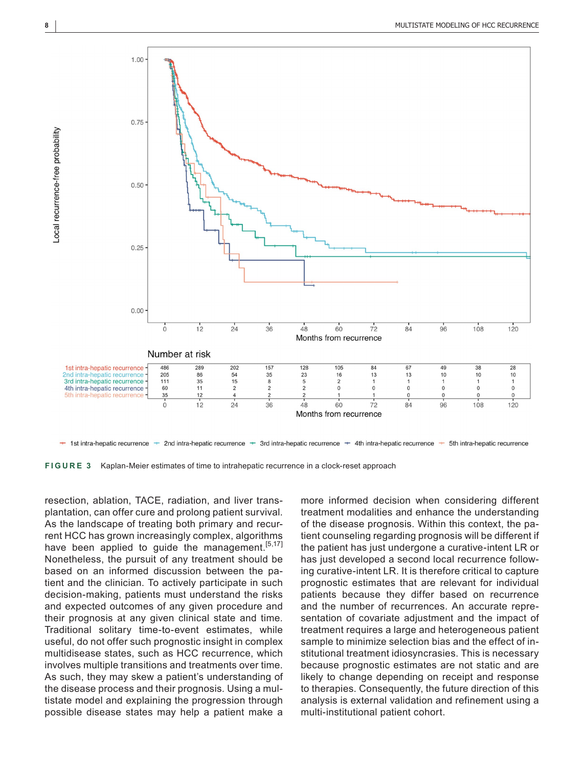Local recurrence-free probability

1.00

0.75

0.50

0.25

0.00

0 12 24 36 48 60 72 84 96 108 120

Months from recurrence

Number at risk

| | 0 | 12 | 24 | 36 | 48 | 60 | 72 | 84 | 96 | 108 | 120 |
|---|---|---|---|---|---|---|---|---|---|---|---|
| 1st intra-hepatic recurrence | 486 | 289 | 202 | 157 | 128 | 105 | 84 | 67 | 49 | 38 | 28 |
| 2nd intra-hepatic recurrence | 205 | 86 | 54 | 35 | 23 | 16 | 13 | 13 | 10 | 10 | 10 |
| 3rd intra-hepatic recurrence | 111 | 35 | 15 | 8 | 5 | 2 | 1 | 1 | 1 | 1 | 1 |
| 4th intra-hepatic recurrence | 60 | 11 | 2 | 2 | 2 | 0 | 0 | 0 | 0 | 0 | 0 |
| 5th intra-hepatic recurrence | 35 | 12 | 4 | 2 | 2 | 1 | 1 | 0 | 0 | 0 | 0 |

Months from recurrence

1st intra-hepatic recurrence   2nd intra-hepatic recurrence   3rd intra-hepatic recurrence   4th intra-hepatic recurrence   5th intra-hepatic recurrence

**FIGURE 3** Kaplan-Meier estimates of time to intrahepatic recurrence in a clock-reset approach

resection, ablation, TACE, radiation, and liver transplantation, can offer cure and prolong patient survival. As the landscape of treating both primary and recurrent HCC has grown increasingly complex, algorithms have been applied to guide the management.[5,17] Nonetheless, the pursuit of any treatment should be based on an informed discussion between the patient and the clinician. To actively participate in such decision-making, patients must understand the risks and expected outcomes of any given procedure and their prognosis at any given clinical state and time. Traditional solitary time-to-event estimates, while useful, do not offer such prognostic insight in complex multidisease states, such as HCC recurrence, which involves multiple transitions and treatments over time. As such, they may skew a patient's understanding of the disease process and their prognosis. Using a multistate model and explaining the progression through possible disease states may help a patient make a more informed decision when considering different treatment modalities and enhance the understanding of the disease prognosis. Within this context, the patient counseling regarding prognosis will be different if the patient has just undergone a curative-intent LR or has just developed a second local recurrence following curative-intent LR. It is therefore critical to capture prognostic estimates that are relevant for individual patients because they differ based on recurrence and the number of recurrences. An accurate representation of covariate adjustment and the impact of treatment requires a large and heterogeneous patient sample to minimize selection bias and the effect of institutional treatment idiosyncrasies. This is necessary because prognostic estimates are not static and are likely to change depending on receipt and response to therapies. Consequently, the future direction of this analysis is external validation and refinement using a multi-institutional patient cohort.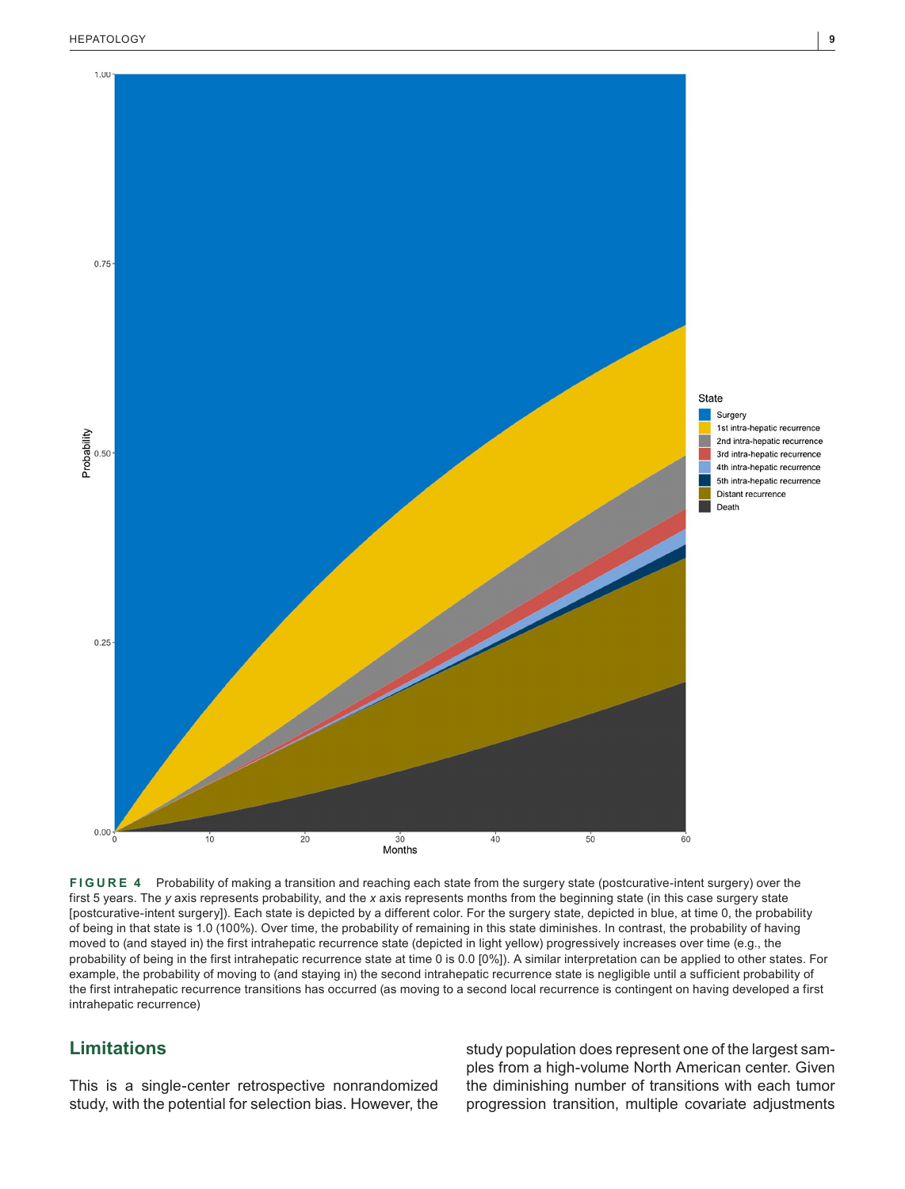Probability

1.00

0.75

0.50

0.25

0.00

0

10

20

30

40

50

60

Months

State

Surgery

1st intra-hepatic recurrence

2nd intra-hepatic recurrence

3rd intra-hepatic recurrence

4th intra-hepatic recurrence

5th intra-hepatic recurrence

Distant recurrence

Death

**FIGURE 4** Probability of making a transition and reaching each state from the surgery state (postcurative-intent surgery) over the first 5 years. The *y* axis represents probability, and the *x* axis represents months from the beginning state (in this case surgery state [postcurative-intent surgery]). Each state is depicted by a different color. For the surgery state, depicted in blue, at time 0, the probability of being in that state is 1.0 (100%). Over time, the probability of remaining in this state diminishes. In contrast, the probability of having moved to (and stayed in) the first intrahepatic recurrence state (depicted in light yellow) progressively increases over time (e.g., the probability of being in the first intrahepatic recurrence state at time 0 is 0.0 [0%]). A similar interpretation can be applied to other states. For example, the probability of moving to (and staying in) the second intrahepatic recurrence state is negligible until a sufficient probability of the first intrahepatic recurrence transitions has occurred (as moving to a second local recurrence is contingent on having developed a first intrahepatic recurrence)

## Limitations

This is a single-center retrospective nonrandomized study, with the potential for selection bias. However, the study population does represent one of the largest samples from a high-volume North American center. Given the diminishing number of transitions with each tumor progression transition, multiple covariate adjustments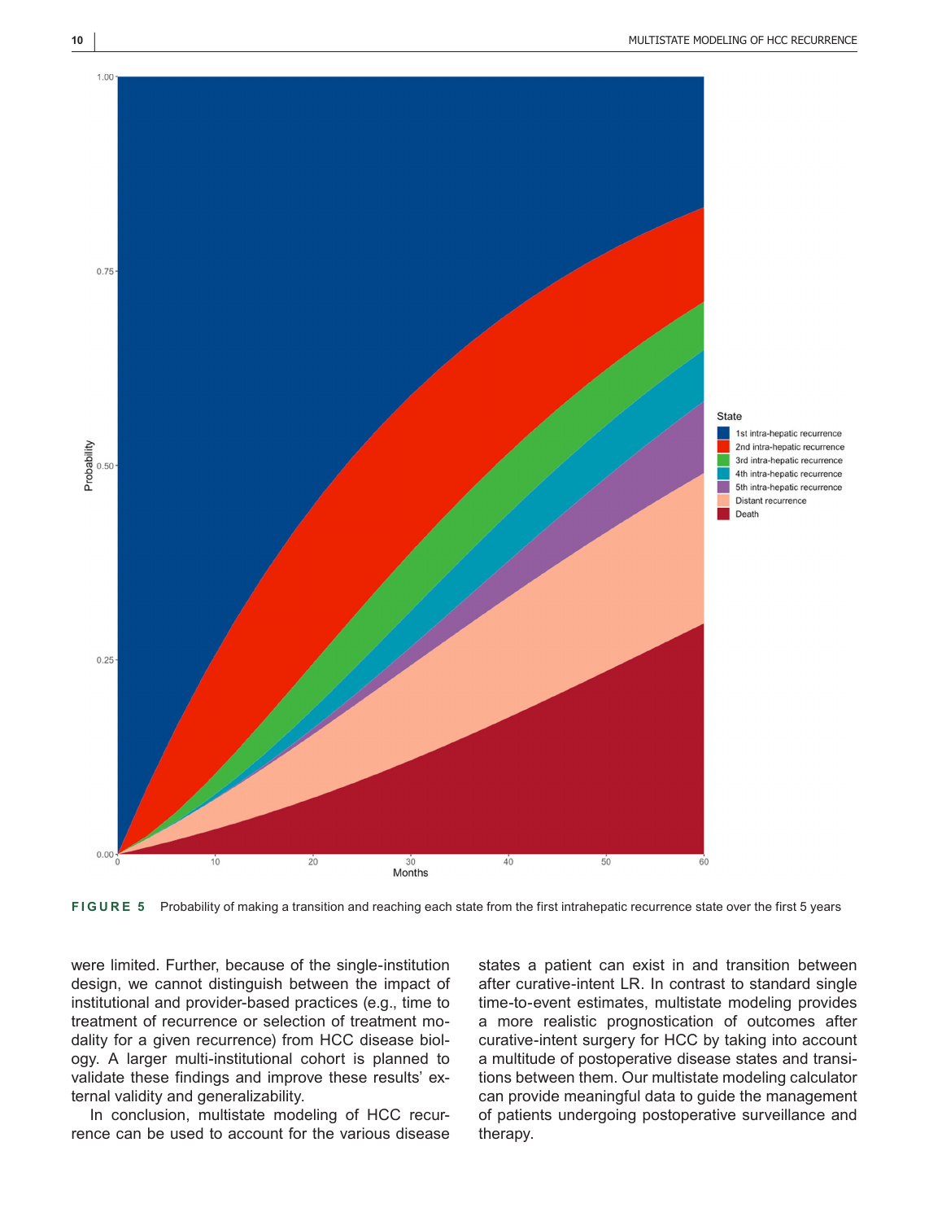1.00

0.75

0.50

0.25

0.00

Probability

0 10 20 30 40 50 60

Months

State

1st intra-hepatic recurrence

2nd intra-hepatic recurrence

3rd intra-hepatic recurrence

4th intra-hepatic recurrence

5th intra-hepatic recurrence

Distant recurrence

Death

**FIGURE 5** Probability of making a transition and reaching each state from the first intrahepatic recurrence state over the first 5 years

were limited. Further, because of the single-institution design, we cannot distinguish between the impact of institutional and provider-based practices (e.g., time to treatment of recurrence or selection of treatment modality for a given recurrence) from HCC disease biology. A larger multi-institutional cohort is planned to validate these findings and improve these results' external validity and generalizability.

In conclusion, multistate modeling of HCC recurrence can be used to account for the various disease states a patient can exist in and transition between after curative-intent LR. In contrast to standard single time-to-event estimates, multistate modeling provides a more realistic prognostication of outcomes after curative-intent surgery for HCC by taking into account a multitude of postoperative disease states and transitions between them. Our multistate modeling calculator can provide meaningful data to guide the management of patients undergoing postoperative surveillance and therapy.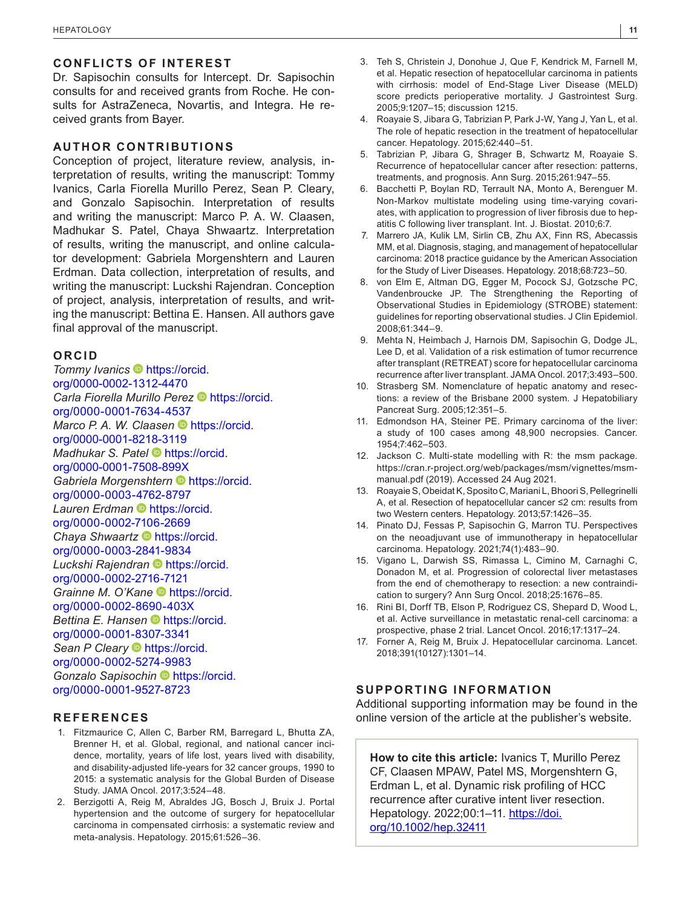## CONFLICTS OF INTEREST

Dr. Sapisochin consults for Intercept. Dr. Sapisochin consults for and received grants from Roche. He consults for AstraZeneca, Novartis, and Integra. He received grants from Bayer.

## AUTHOR CONTRIBUTIONS

Conception of project, literature review, analysis, interpretation of results, writing the manuscript: Tommy Ivanics, Carla Fiorella Murillo Perez, Sean P. Cleary, and Gonzalo Sapisochin. Interpretation of results and writing the manuscript: Marco P. A. W. Claasen, Madhukar S. Patel, Chaya Shwaartz. Interpretation of results, writing the manuscript, and online calculator development: Gabriela Morgenshtern and Lauren Erdman. Data collection, interpretation of results, and writing the manuscript: Luckshi Rajendran. Conception of project, analysis, interpretation of results, and writing the manuscript: Bettina E. Hansen. All authors gave final approval of the manuscript.

## ORCID

*Tommy Ivanics* https://orcid.org/0000-0002-1312-4470
*Carla Fiorella Murillo Perez* https://orcid.org/0000-0001-7634-4537
*Marco P. A. W. Claasen* https://orcid.org/0000-0001-8218-3119
*Madhukar S. Patel* https://orcid.org/0000-0001-7508-899X
*Gabriela Morgenshtern* https://orcid.org/0000-0003-4762-8797
*Lauren Erdman* https://orcid.org/0000-0002-7106-2669
*Chaya Shwaartz* https://orcid.org/0000-0003-2841-9834
*Luckshi Rajendran* https://orcid.org/0000-0002-2716-7121
*Grainne M. O'Kane* https://orcid.org/0000-0002-8690-403X
*Bettina E. Hansen* https://orcid.org/0000-0001-8307-3341
*Sean P Cleary* https://orcid.org/0000-0002-5274-9983
*Gonzalo Sapisochin* https://orcid.org/0000-0001-9527-8723

## REFERENCES

1. Fitzmaurice C, Allen C, Barber RM, Barregard L, Bhutta ZA, Brenner H, et al. Global, regional, and national cancer incidence, mortality, years of life lost, years lived with disability, and disability-adjusted life-years for 32 cancer groups, 1990 to 2015: a systematic analysis for the Global Burden of Disease Study. JAMA Oncol. 2017;3:524–48.
2. Berzigotti A, Reig M, Abraldes JG, Bosch J, Bruix J. Portal hypertension and the outcome of surgery for hepatocellular carcinoma in compensated cirrhosis: a systematic review and meta-analysis. Hepatology. 2015;61:526–36.
3. Teh S, Christein J, Donohue J, Que F, Kendrick M, Farnell M, et al. Hepatic resection of hepatocellular carcinoma in patients with cirrhosis: model of End-Stage Liver Disease (MELD) score predicts perioperative mortality. J Gastrointest Surg. 2005;9:1207–15; discussion 1215.
4. Roayaie S, Jibara G, Tabrizian P, Park J-W, Yang J, Yan L, et al. The role of hepatic resection in the treatment of hepatocellular cancer. Hepatology. 2015;62:440–51.
5. Tabrizian P, Jibara G, Shrager B, Schwartz M, Roayaie S. Recurrence of hepatocellular cancer after resection: patterns, treatments, and prognosis. Ann Surg. 2015;261:947–55.
6. Bacchetti P, Boylan RD, Terrault NA, Monto A, Berenguer M. Non-Markov multistate modeling using time-varying covariates, with application to progression of liver fibrosis due to hepatitis C following liver transplant. Int. J. Biostat. 2010;6:7.
7. Marrero JA, Kulik LM, Sirlin CB, Zhu AX, Finn RS, Abecassis MM, et al. Diagnosis, staging, and management of hepatocellular carcinoma: 2018 practice guidance by the American Association for the Study of Liver Diseases. Hepatology. 2018;68:723–50.
8. von Elm E, Altman DG, Egger M, Pocock SJ, Gotzsche PC, Vandenbroucke JP. The Strengthening the Reporting of Observational Studies in Epidemiology (STROBE) statement: guidelines for reporting observational studies. J Clin Epidemiol. 2008;61:344–9.
9. Mehta N, Heimbach J, Harnois DM, Sapisochin G, Dodge JL, Lee D, et al. Validation of a risk estimation of tumor recurrence after transplant (RETREAT) score for hepatocellular carcinoma recurrence after liver transplant. JAMA Oncol. 2017;3:493–500.
10. Strasberg SM. Nomenclature of hepatic anatomy and resections: a review of the Brisbane 2000 system. J Hepatobiliary Pancreat Surg. 2005;12:351–5.
11. Edmondson HA, Steiner PE. Primary carcinoma of the liver: a study of 100 cases among 48,900 necropsies. Cancer. 1954;7:462–503.
12. Jackson C. Multi-state modelling with R: the msm package. https://cran.r-project.org/web/packages/msm/vignettes/msm-manual.pdf (2019). Accessed 24 Aug 2021.
13. Roayaie S, Obeidat K, Sposito C, Mariani L, Bhoori S, Pellegrinelli A, et al. Resection of hepatocellular cancer ≤2 cm: results from two Western centers. Hepatology. 2013;57:1426–35.
14. Pinato DJ, Fessas P, Sapisochin G, Marron TU. Perspectives on the neoadjuvant use of immunotherapy in hepatocellular carcinoma. Hepatology. 2021;74(1):483–90.
15. Vigano L, Darwish SS, Rimassa L, Cimino M, Carnaghi C, Donadon M, et al. Progression of colorectal liver metastases from the end of chemotherapy to resection: a new contraindication to surgery? Ann Surg Oncol. 2018;25:1676–85.
16. Rini BI, Dorff TB, Elson P, Rodriguez CS, Shepard D, Wood L, et al. Active surveillance in metastatic renal-cell carcinoma: a prospective, phase 2 trial. Lancet Oncol. 2016;17:1317–24.
17. Forner A, Reig M, Bruix J. Hepatocellular carcinoma. Lancet. 2018;391(10127):1301–14.

## SUPPORTING INFORMATION

Additional supporting information may be found in the online version of the article at the publisher's website.

**How to cite this article:** Ivanics T, Murillo Perez CF, Claasen MPAW, Patel MS, Morgenshtern G, Erdman L, et al. Dynamic risk profiling of HCC recurrence after curative intent liver resection. Hepatology. 2022;00:1–11. https://doi.org/10.1002/hep.32411